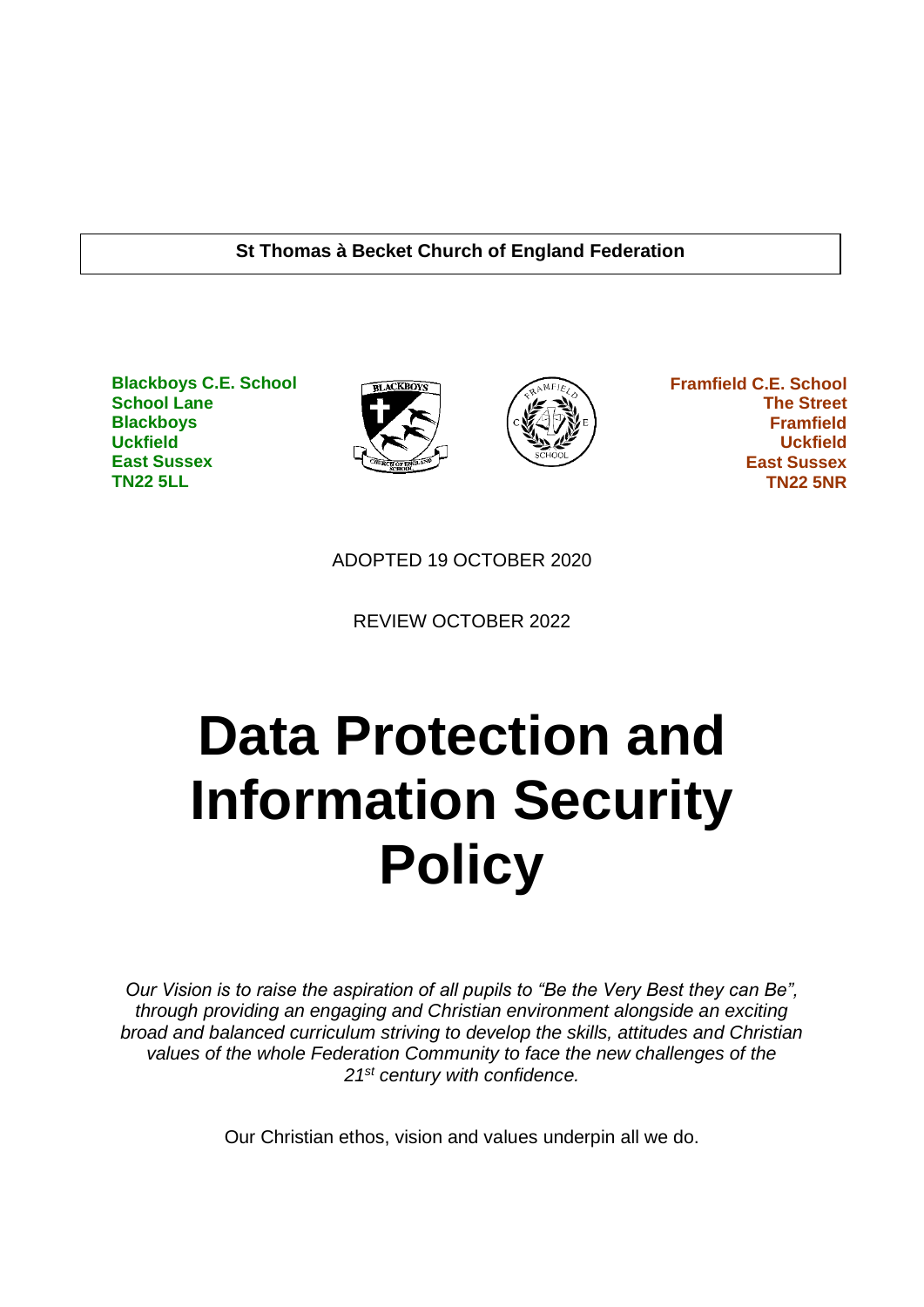**St Thomas à Becket Church of England Federation**

**Blackboys C.E. School**
**School Lane**
**Blackboys**
**Uckfield**
**East Sussex**
**TN22 5LL**

**Framfield C.E. School**
**The Street**
**Framfield**
**Uckfield**
**East Sussex**
**TN22 5NR**

ADOPTED 19 OCTOBER 2020

REVIEW OCTOBER 2022

# Data Protection and Information Security Policy

*Our Vision is to raise the aspiration of all pupils to "Be the Very Best they can Be", through providing an engaging and Christian environment alongside an exciting broad and balanced curriculum striving to develop the skills, attitudes and Christian values of the whole Federation Community to face the new challenges of the 21st century with confidence.*

Our Christian ethos, vision and values underpin all we do.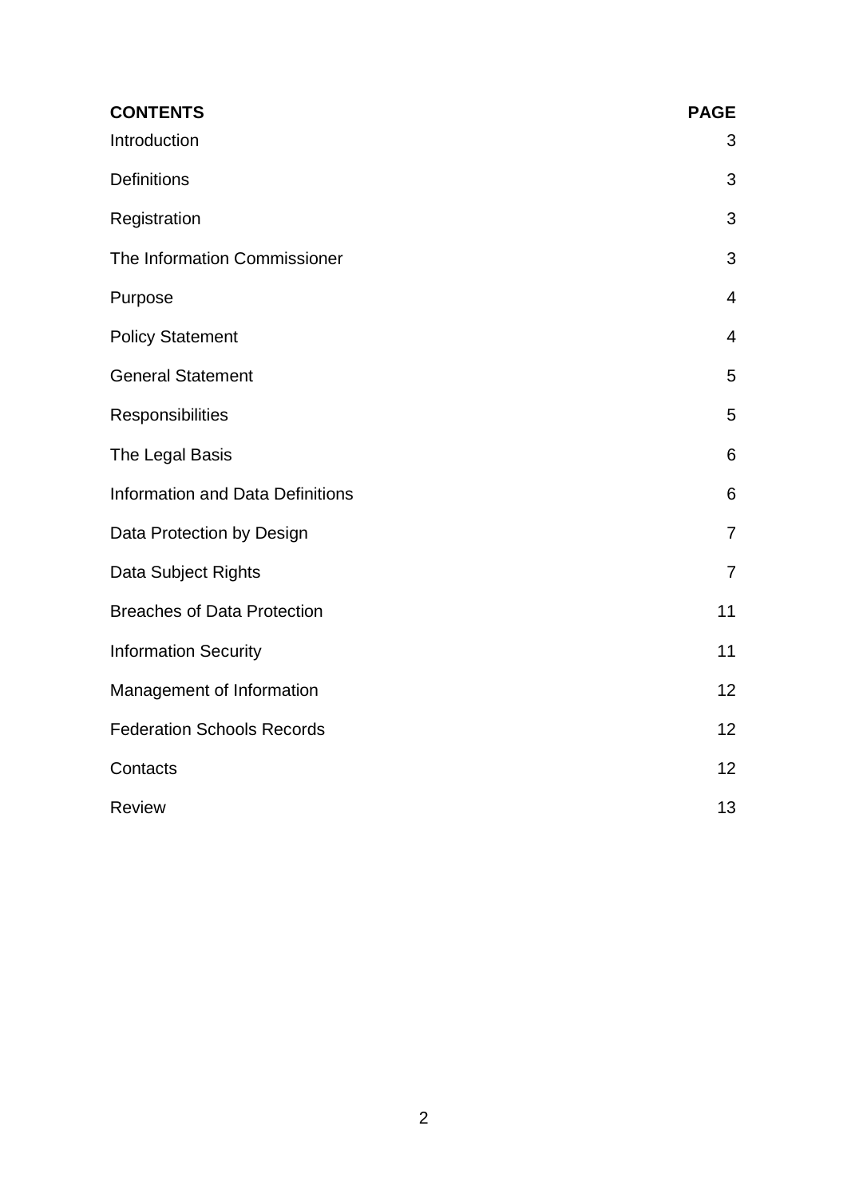| **CONTENTS** | **PAGE** |
| --- | --- |
| Introduction | 3 |
| Definitions | 3 |
| Registration | 3 |
| The Information Commissioner | 3 |
| Purpose | 4 |
| Policy Statement | 4 |
| General Statement | 5 |
| Responsibilities | 5 |
| The Legal Basis | 6 |
| Information and Data Definitions | 6 |
| Data Protection by Design | 7 |
| Data Subject Rights | 7 |
| Breaches of Data Protection | 11 |
| Information Security | 11 |
| Management of Information | 12 |
| Federation Schools Records | 12 |
| Contacts | 12 |
| Review | 13 |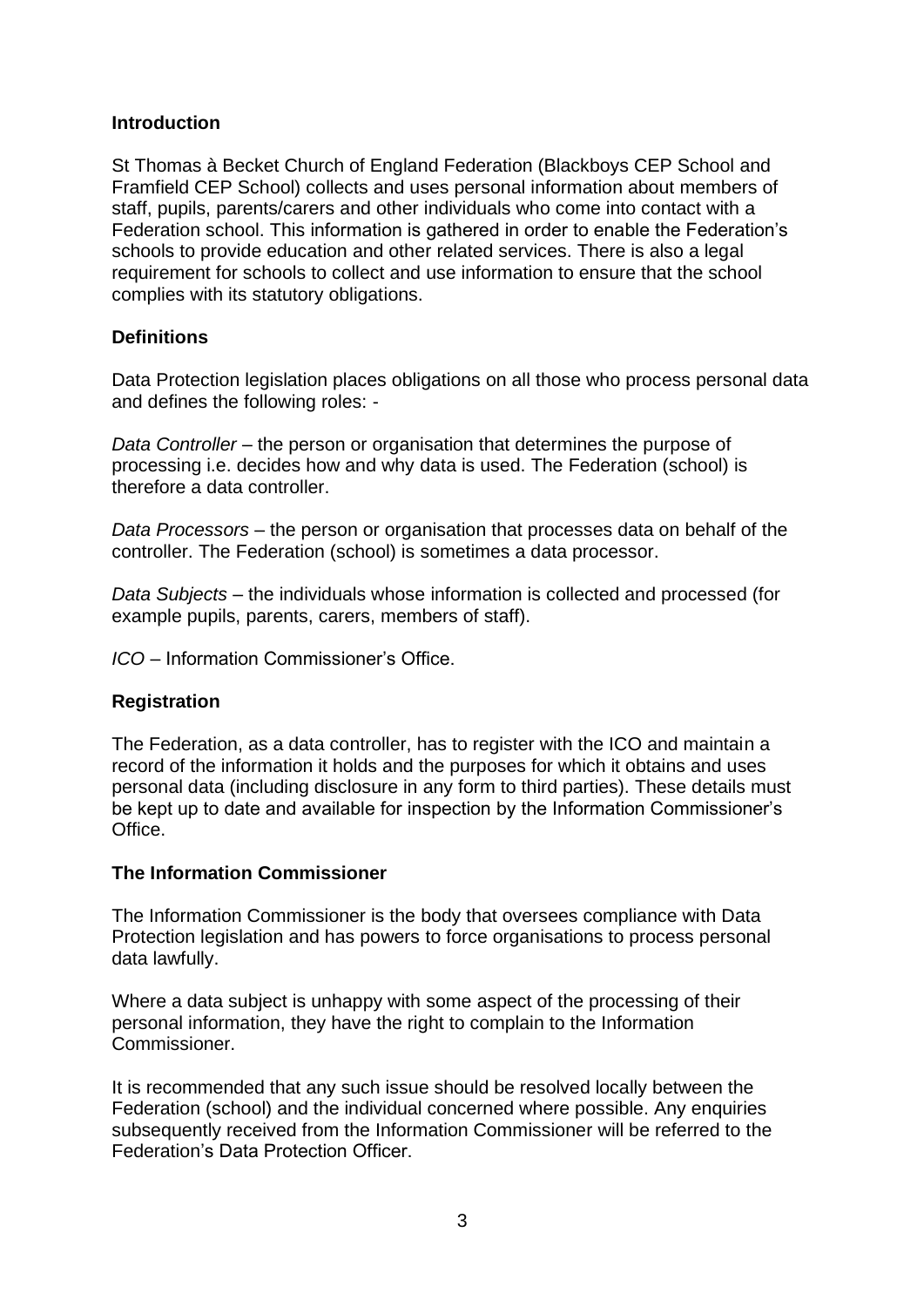## Introduction

St Thomas à Becket Church of England Federation (Blackboys CEP School and Framfield CEP School) collects and uses personal information about members of staff, pupils, parents/carers and other individuals who come into contact with a Federation school. This information is gathered in order to enable the Federation's schools to provide education and other related services. There is also a legal requirement for schools to collect and use information to ensure that the school complies with its statutory obligations.

## Definitions

Data Protection legislation places obligations on all those who process personal data and defines the following roles: -

*Data Controller* – the person or organisation that determines the purpose of processing i.e. decides how and why data is used. The Federation (school) is therefore a data controller.

*Data Processors* – the person or organisation that processes data on behalf of the controller. The Federation (school) is sometimes a data processor.

*Data Subjects* – the individuals whose information is collected and processed (for example pupils, parents, carers, members of staff).

*ICO* – Information Commissioner's Office.

## Registration

The Federation, as a data controller, has to register with the ICO and maintain a record of the information it holds and the purposes for which it obtains and uses personal data (including disclosure in any form to third parties). These details must be kept up to date and available for inspection by the Information Commissioner's Office.

## The Information Commissioner

The Information Commissioner is the body that oversees compliance with Data Protection legislation and has powers to force organisations to process personal data lawfully.

Where a data subject is unhappy with some aspect of the processing of their personal information, they have the right to complain to the Information Commissioner.

It is recommended that any such issue should be resolved locally between the Federation (school) and the individual concerned where possible. Any enquiries subsequently received from the Information Commissioner will be referred to the Federation's Data Protection Officer.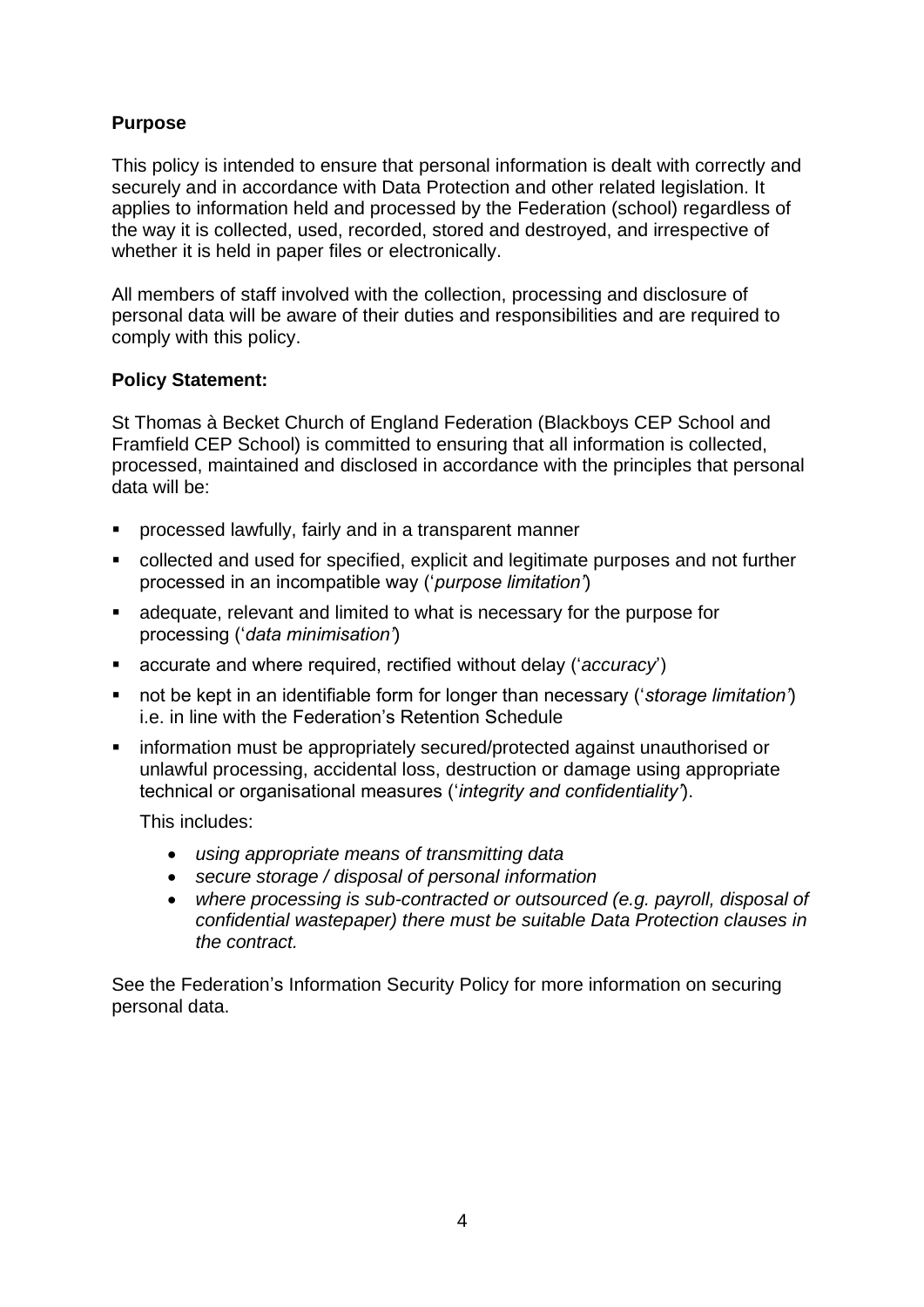**Purpose**

This policy is intended to ensure that personal information is dealt with correctly and securely and in accordance with Data Protection and other related legislation. It applies to information held and processed by the Federation (school) regardless of the way it is collected, used, recorded, stored and destroyed, and irrespective of whether it is held in paper files or electronically.

All members of staff involved with the collection, processing and disclosure of personal data will be aware of their duties and responsibilities and are required to comply with this policy.

**Policy Statement:**

St Thomas à Becket Church of England Federation (Blackboys CEP School and Framfield CEP School) is committed to ensuring that all information is collected, processed, maintained and disclosed in accordance with the principles that personal data will be:

- processed lawfully, fairly and in a transparent manner
- collected and used for specified, explicit and legitimate purposes and not further processed in an incompatible way ('*purpose limitation*')
- adequate, relevant and limited to what is necessary for the purpose for processing ('*data minimisation*')
- accurate and where required, rectified without delay ('*accuracy*')
- not be kept in an identifiable form for longer than necessary ('*storage limitation*') i.e. in line with the Federation's Retention Schedule
- information must be appropriately secured/protected against unauthorised or unlawful processing, accidental loss, destruction or damage using appropriate technical or organisational measures ('*integrity and confidentiality*').

  This includes:

  - *using appropriate means of transmitting data*
  - *secure storage / disposal of personal information*
  - *where processing is sub-contracted or outsourced (e.g. payroll, disposal of confidential wastepaper) there must be suitable Data Protection clauses in the contract.*

See the Federation's Information Security Policy for more information on securing personal data.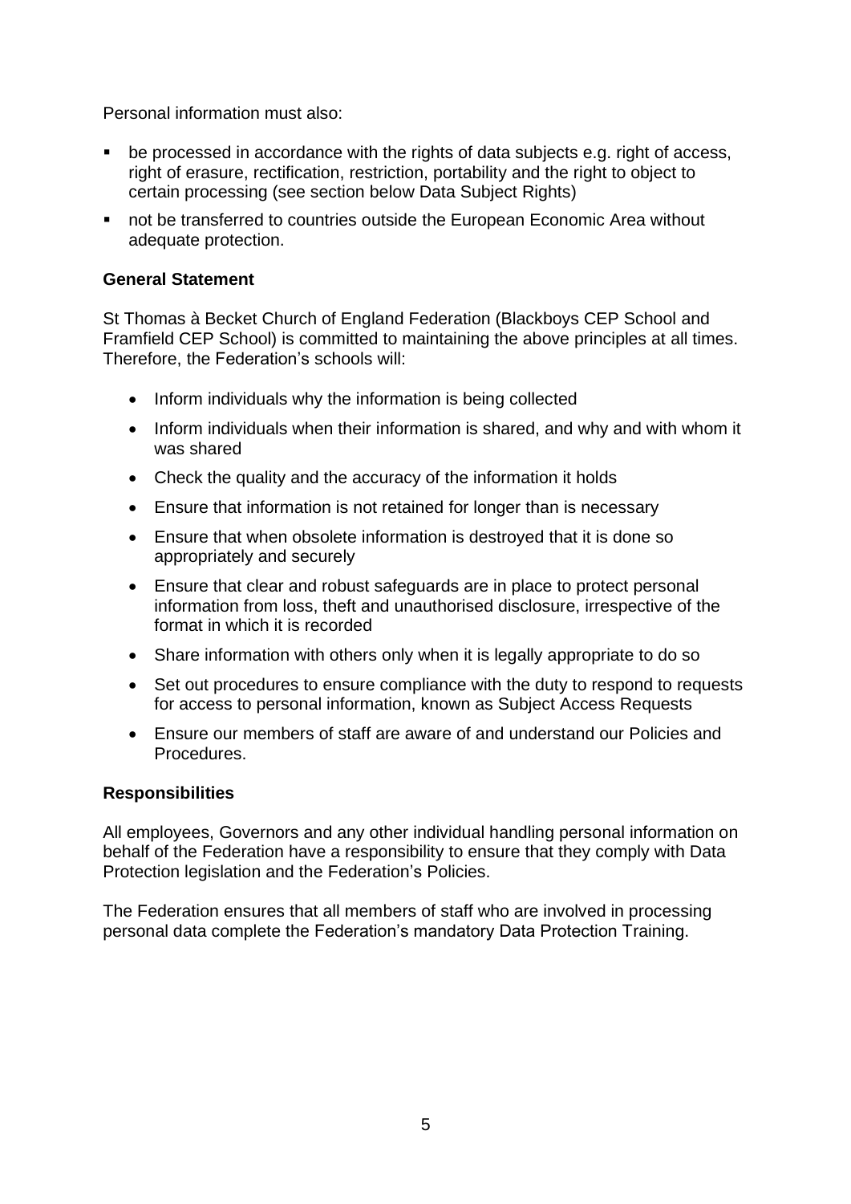Personal information must also:

- be processed in accordance with the rights of data subjects e.g. right of access, right of erasure, rectification, restriction, portability and the right to object to certain processing (see section below Data Subject Rights)
- not be transferred to countries outside the European Economic Area without adequate protection.

**General Statement**

St Thomas à Becket Church of England Federation (Blackboys CEP School and Framfield CEP School) is committed to maintaining the above principles at all times. Therefore, the Federation's schools will:

- Inform individuals why the information is being collected
- Inform individuals when their information is shared, and why and with whom it was shared
- Check the quality and the accuracy of the information it holds
- Ensure that information is not retained for longer than is necessary
- Ensure that when obsolete information is destroyed that it is done so appropriately and securely
- Ensure that clear and robust safeguards are in place to protect personal information from loss, theft and unauthorised disclosure, irrespective of the format in which it is recorded
- Share information with others only when it is legally appropriate to do so
- Set out procedures to ensure compliance with the duty to respond to requests for access to personal information, known as Subject Access Requests
- Ensure our members of staff are aware of and understand our Policies and Procedures.

**Responsibilities**

All employees, Governors and any other individual handling personal information on behalf of the Federation have a responsibility to ensure that they comply with Data Protection legislation and the Federation's Policies.

The Federation ensures that all members of staff who are involved in processing personal data complete the Federation's mandatory Data Protection Training.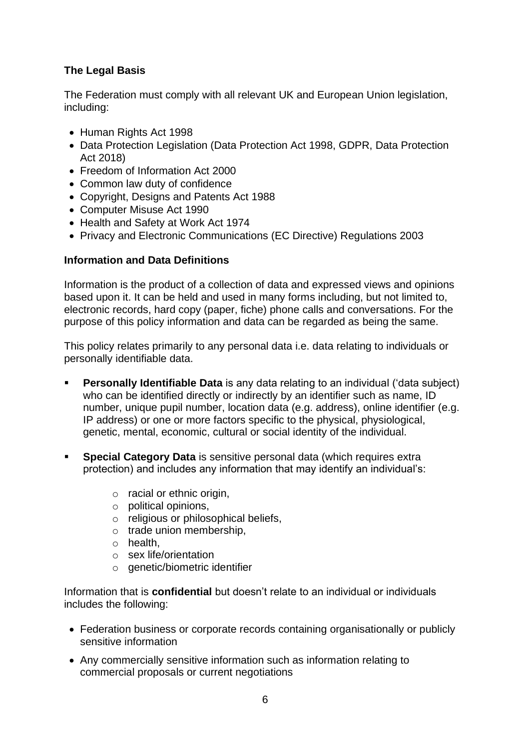**The Legal Basis**

The Federation must comply with all relevant UK and European Union legislation, including:

- Human Rights Act 1998
- Data Protection Legislation (Data Protection Act 1998, GDPR, Data Protection Act 2018)
- Freedom of Information Act 2000
- Common law duty of confidence
- Copyright, Designs and Patents Act 1988
- Computer Misuse Act 1990
- Health and Safety at Work Act 1974
- Privacy and Electronic Communications (EC Directive) Regulations 2003

**Information and Data Definitions**

Information is the product of a collection of data and expressed views and opinions based upon it. It can be held and used in many forms including, but not limited to, electronic records, hard copy (paper, fiche) phone calls and conversations. For the purpose of this policy information and data can be regarded as being the same.

This policy relates primarily to any personal data i.e. data relating to individuals or personally identifiable data.

- **Personally Identifiable Data** is any data relating to an individual ('data subject) who can be identified directly or indirectly by an identifier such as name, ID number, unique pupil number, location data (e.g. address), online identifier (e.g. IP address) or one or more factors specific to the physical, physiological, genetic, mental, economic, cultural or social identity of the individual.

- **Special Category Data** is sensitive personal data (which requires extra protection) and includes any information that may identify an individual's:
  - racial or ethnic origin,
  - political opinions,
  - religious or philosophical beliefs,
  - trade union membership,
  - health,
  - sex life/orientation
  - genetic/biometric identifier

Information that is **confidential** but doesn't relate to an individual or individuals includes the following:

- Federation business or corporate records containing organisationally or publicly sensitive information
- Any commercially sensitive information such as information relating to commercial proposals or current negotiations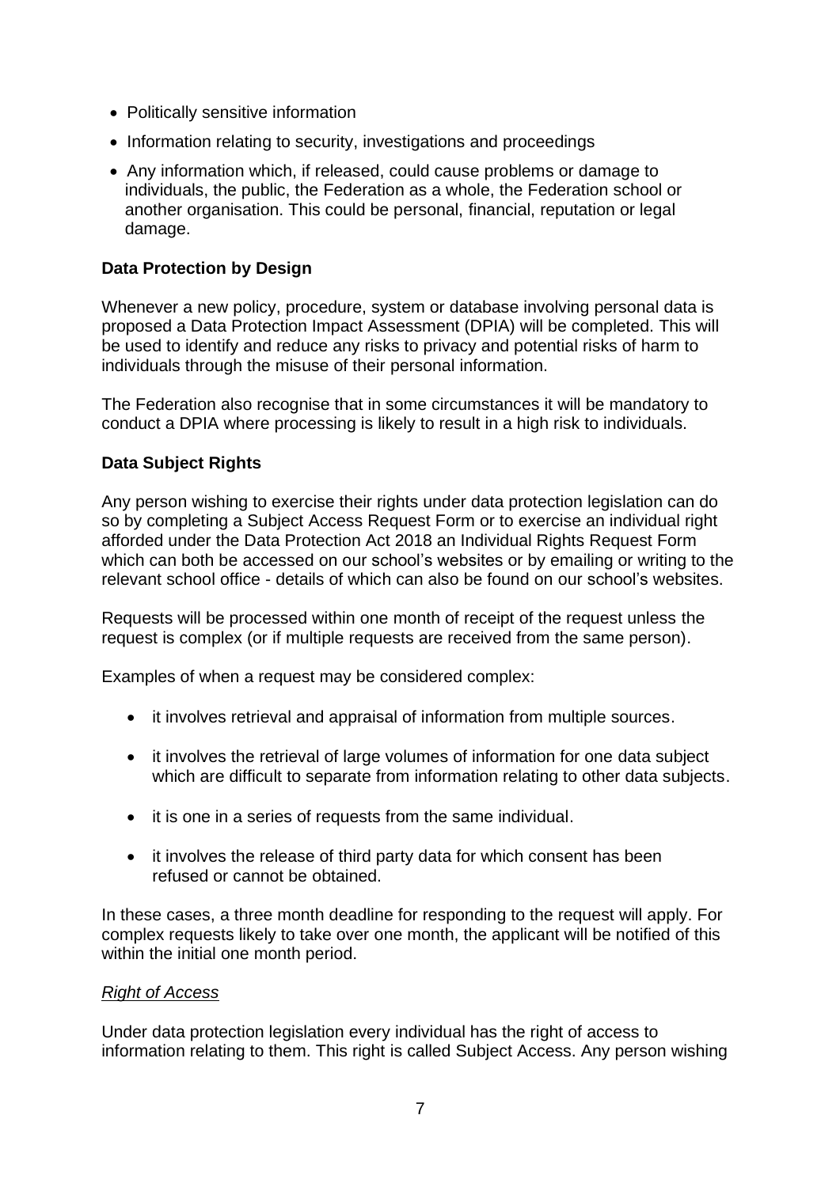- Politically sensitive information
- Information relating to security, investigations and proceedings
- Any information which, if released, could cause problems or damage to individuals, the public, the Federation as a whole, the Federation school or another organisation. This could be personal, financial, reputation or legal damage.

**Data Protection by Design**

Whenever a new policy, procedure, system or database involving personal data is proposed a Data Protection Impact Assessment (DPIA) will be completed. This will be used to identify and reduce any risks to privacy and potential risks of harm to individuals through the misuse of their personal information.

The Federation also recognise that in some circumstances it will be mandatory to conduct a DPIA where processing is likely to result in a high risk to individuals.

**Data Subject Rights**

Any person wishing to exercise their rights under data protection legislation can do so by completing a Subject Access Request Form or to exercise an individual right afforded under the Data Protection Act 2018 an Individual Rights Request Form which can both be accessed on our school's websites or by emailing or writing to the relevant school office - details of which can also be found on our school's websites.

Requests will be processed within one month of receipt of the request unless the request is complex (or if multiple requests are received from the same person).

Examples of when a request may be considered complex:

- it involves retrieval and appraisal of information from multiple sources.
- it involves the retrieval of large volumes of information for one data subject which are difficult to separate from information relating to other data subjects.
- it is one in a series of requests from the same individual.
- it involves the release of third party data for which consent has been refused or cannot be obtained.

In these cases, a three month deadline for responding to the request will apply. For complex requests likely to take over one month, the applicant will be notified of this within the initial one month period.

*Right of Access*

Under data protection legislation every individual has the right of access to information relating to them. This right is called Subject Access. Any person wishing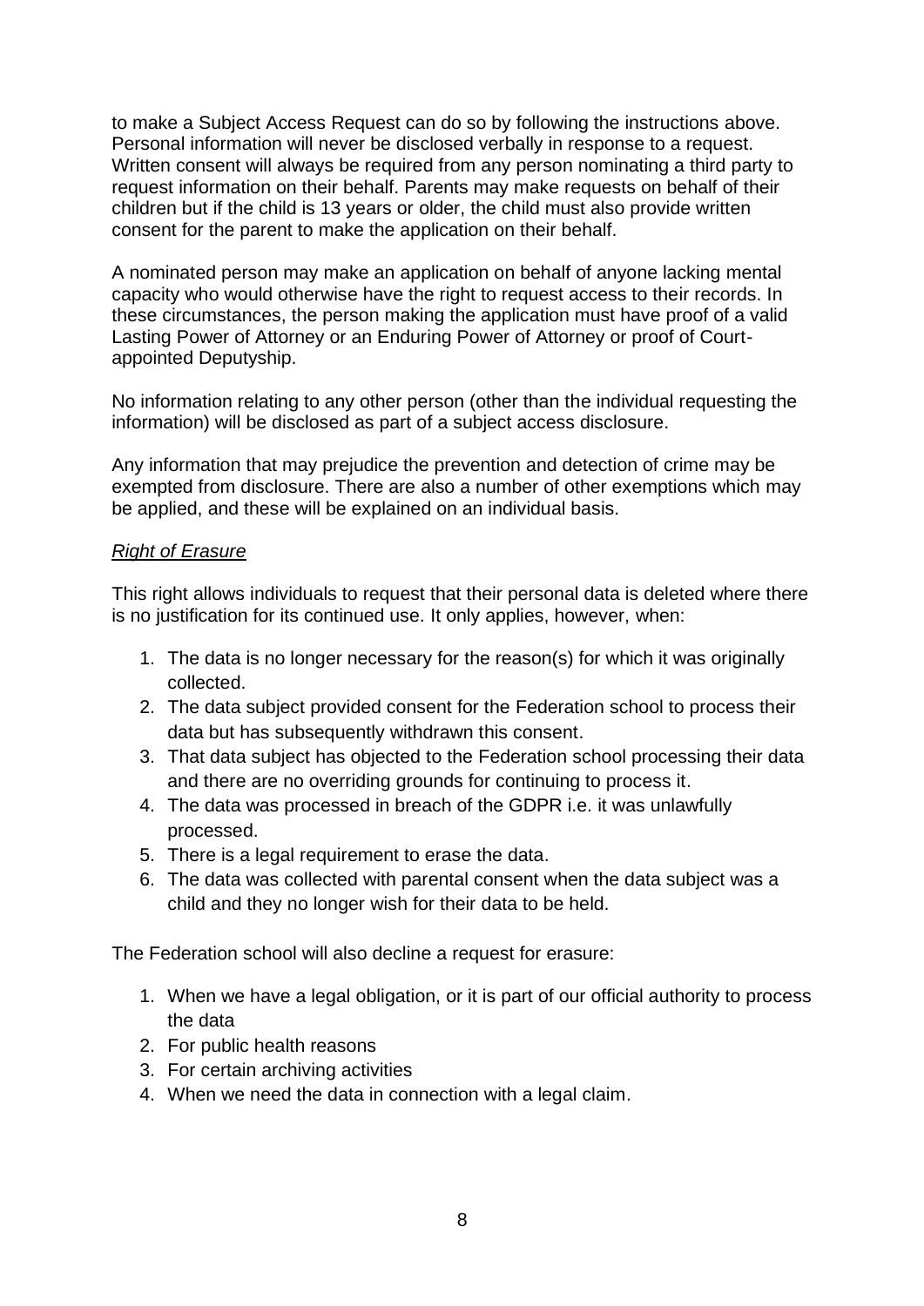to make a Subject Access Request can do so by following the instructions above. Personal information will never be disclosed verbally in response to a request. Written consent will always be required from any person nominating a third party to request information on their behalf. Parents may make requests on behalf of their children but if the child is 13 years or older, the child must also provide written consent for the parent to make the application on their behalf.

A nominated person may make an application on behalf of anyone lacking mental capacity who would otherwise have the right to request access to their records. In these circumstances, the person making the application must have proof of a valid Lasting Power of Attorney or an Enduring Power of Attorney or proof of Court-appointed Deputyship.

No information relating to any other person (other than the individual requesting the information) will be disclosed as part of a subject access disclosure.

Any information that may prejudice the prevention and detection of crime may be exempted from disclosure. There are also a number of other exemptions which may be applied, and these will be explained on an individual basis.

*Right of Erasure*

This right allows individuals to request that their personal data is deleted where there is no justification for its continued use. It only applies, however, when:

1. The data is no longer necessary for the reason(s) for which it was originally collected.
2. The data subject provided consent for the Federation school to process their data but has subsequently withdrawn this consent.
3. That data subject has objected to the Federation school processing their data and there are no overriding grounds for continuing to process it.
4. The data was processed in breach of the GDPR i.e. it was unlawfully processed.
5. There is a legal requirement to erase the data.
6. The data was collected with parental consent when the data subject was a child and they no longer wish for their data to be held.

The Federation school will also decline a request for erasure:

1. When we have a legal obligation, or it is part of our official authority to process the data
2. For public health reasons
3. For certain archiving activities
4. When we need the data in connection with a legal claim.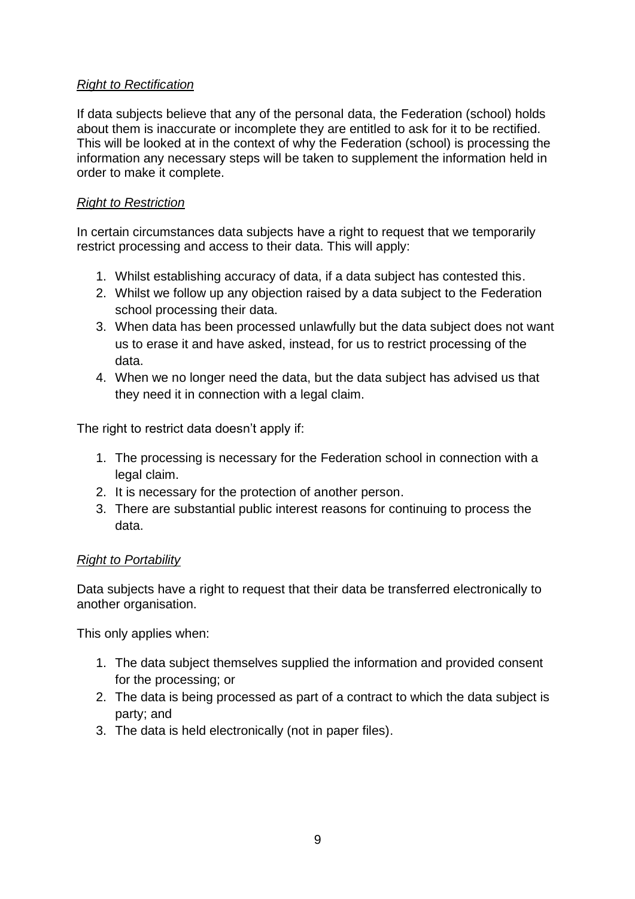*Right to Rectification*

If data subjects believe that any of the personal data, the Federation (school) holds about them is inaccurate or incomplete they are entitled to ask for it to be rectified. This will be looked at in the context of why the Federation (school) is processing the information any necessary steps will be taken to supplement the information held in order to make it complete.

*Right to Restriction*

In certain circumstances data subjects have a right to request that we temporarily restrict processing and access to their data. This will apply:

1. Whilst establishing accuracy of data, if a data subject has contested this.
2. Whilst we follow up any objection raised by a data subject to the Federation school processing their data.
3. When data has been processed unlawfully but the data subject does not want us to erase it and have asked, instead, for us to restrict processing of the data.
4. When we no longer need the data, but the data subject has advised us that they need it in connection with a legal claim.

The right to restrict data doesn't apply if:

1. The processing is necessary for the Federation school in connection with a legal claim.
2. It is necessary for the protection of another person.
3. There are substantial public interest reasons for continuing to process the data.

*Right to Portability*

Data subjects have a right to request that their data be transferred electronically to another organisation.

This only applies when:

1. The data subject themselves supplied the information and provided consent for the processing; or
2. The data is being processed as part of a contract to which the data subject is party; and
3. The data is held electronically (not in paper files).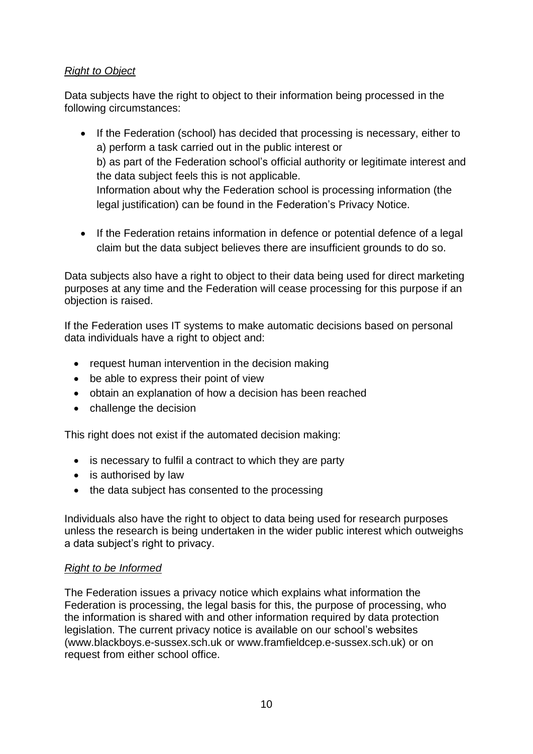*Right to Object*

Data subjects have the right to object to their information being processed in the following circumstances:

- If the Federation (school) has decided that processing is necessary, either to a) perform a task carried out in the public interest or
  b) as part of the Federation school's official authority or legitimate interest and the data subject feels this is not applicable.
  Information about why the Federation school is processing information (the legal justification) can be found in the Federation's Privacy Notice.

- If the Federation retains information in defence or potential defence of a legal claim but the data subject believes there are insufficient grounds to do so.

Data subjects also have a right to object to their data being used for direct marketing purposes at any time and the Federation will cease processing for this purpose if an objection is raised.

If the Federation uses IT systems to make automatic decisions based on personal data individuals have a right to object and:

- request human intervention in the decision making
- be able to express their point of view
- obtain an explanation of how a decision has been reached
- challenge the decision

This right does not exist if the automated decision making:

- is necessary to fulfil a contract to which they are party
- is authorised by law
- the data subject has consented to the processing

Individuals also have the right to object to data being used for research purposes unless the research is being undertaken in the wider public interest which outweighs a data subject's right to privacy.

*Right to be Informed*

The Federation issues a privacy notice which explains what information the Federation is processing, the legal basis for this, the purpose of processing, who the information is shared with and other information required by data protection legislation. The current privacy notice is available on our school's websites (www.blackboys.e-sussex.sch.uk or www.framfieldcep.e-sussex.sch.uk) or on request from either school office.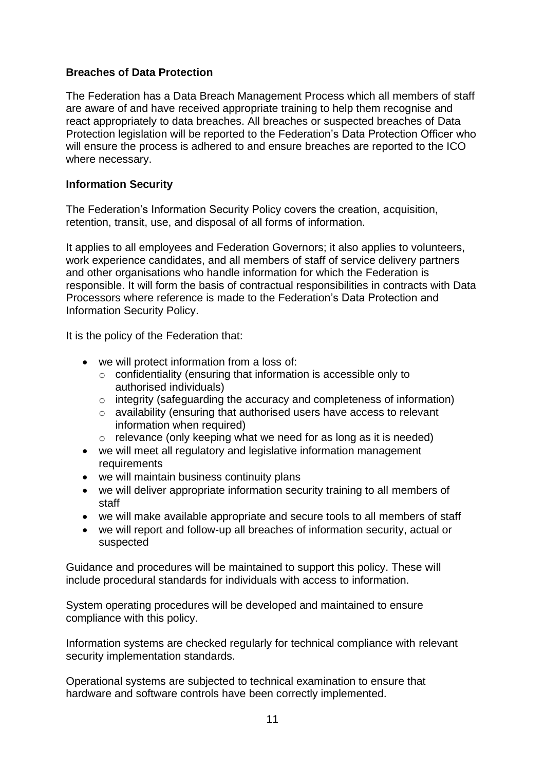**Breaches of Data Protection**

The Federation has a Data Breach Management Process which all members of staff are aware of and have received appropriate training to help them recognise and react appropriately to data breaches. All breaches or suspected breaches of Data Protection legislation will be reported to the Federation's Data Protection Officer who will ensure the process is adhered to and ensure breaches are reported to the ICO where necessary.

**Information Security**

The Federation's Information Security Policy covers the creation, acquisition, retention, transit, use, and disposal of all forms of information.

It applies to all employees and Federation Governors; it also applies to volunteers, work experience candidates, and all members of staff of service delivery partners and other organisations who handle information for which the Federation is responsible. It will form the basis of contractual responsibilities in contracts with Data Processors where reference is made to the Federation's Data Protection and Information Security Policy.

It is the policy of the Federation that:

- we will protect information from a loss of:
  - confidentiality (ensuring that information is accessible only to authorised individuals)
  - integrity (safeguarding the accuracy and completeness of information)
  - availability (ensuring that authorised users have access to relevant information when required)
  - relevance (only keeping what we need for as long as it is needed)
- we will meet all regulatory and legislative information management requirements
- we will maintain business continuity plans
- we will deliver appropriate information security training to all members of staff
- we will make available appropriate and secure tools to all members of staff
- we will report and follow-up all breaches of information security, actual or suspected

Guidance and procedures will be maintained to support this policy. These will include procedural standards for individuals with access to information.

System operating procedures will be developed and maintained to ensure compliance with this policy.

Information systems are checked regularly for technical compliance with relevant security implementation standards.

Operational systems are subjected to technical examination to ensure that hardware and software controls have been correctly implemented.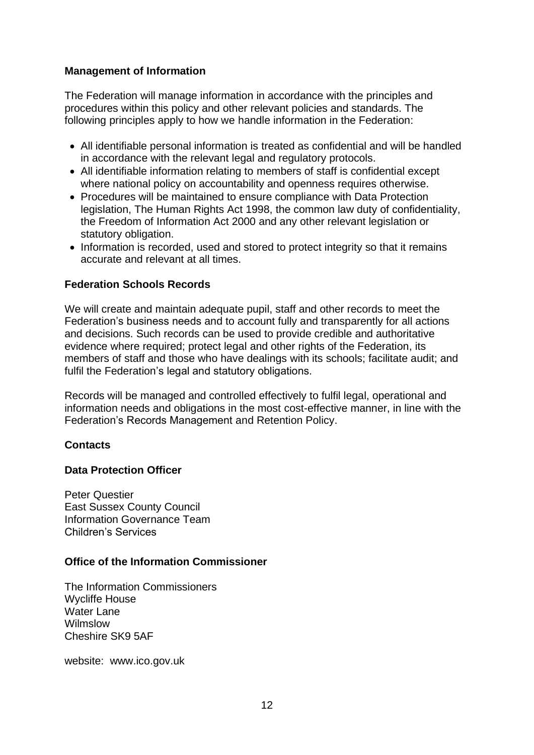**Management of Information**

The Federation will manage information in accordance with the principles and procedures within this policy and other relevant policies and standards. The following principles apply to how we handle information in the Federation:

- All identifiable personal information is treated as confidential and will be handled in accordance with the relevant legal and regulatory protocols.
- All identifiable information relating to members of staff is confidential except where national policy on accountability and openness requires otherwise.
- Procedures will be maintained to ensure compliance with Data Protection legislation, The Human Rights Act 1998, the common law duty of confidentiality, the Freedom of Information Act 2000 and any other relevant legislation or statutory obligation.
- Information is recorded, used and stored to protect integrity so that it remains accurate and relevant at all times.

**Federation Schools Records**

We will create and maintain adequate pupil, staff and other records to meet the Federation's business needs and to account fully and transparently for all actions and decisions. Such records can be used to provide credible and authoritative evidence where required; protect legal and other rights of the Federation, its members of staff and those who have dealings with its schools; facilitate audit; and fulfil the Federation's legal and statutory obligations.

Records will be managed and controlled effectively to fulfil legal, operational and information needs and obligations in the most cost-effective manner, in line with the Federation's Records Management and Retention Policy.

**Contacts**

**Data Protection Officer**

Peter Questier
East Sussex County Council
Information Governance Team
Children's Services

**Office of the Information Commissioner**

The Information Commissioners
Wycliffe House
Water Lane
Wilmslow
Cheshire SK9 5AF

website: www.ico.gov.uk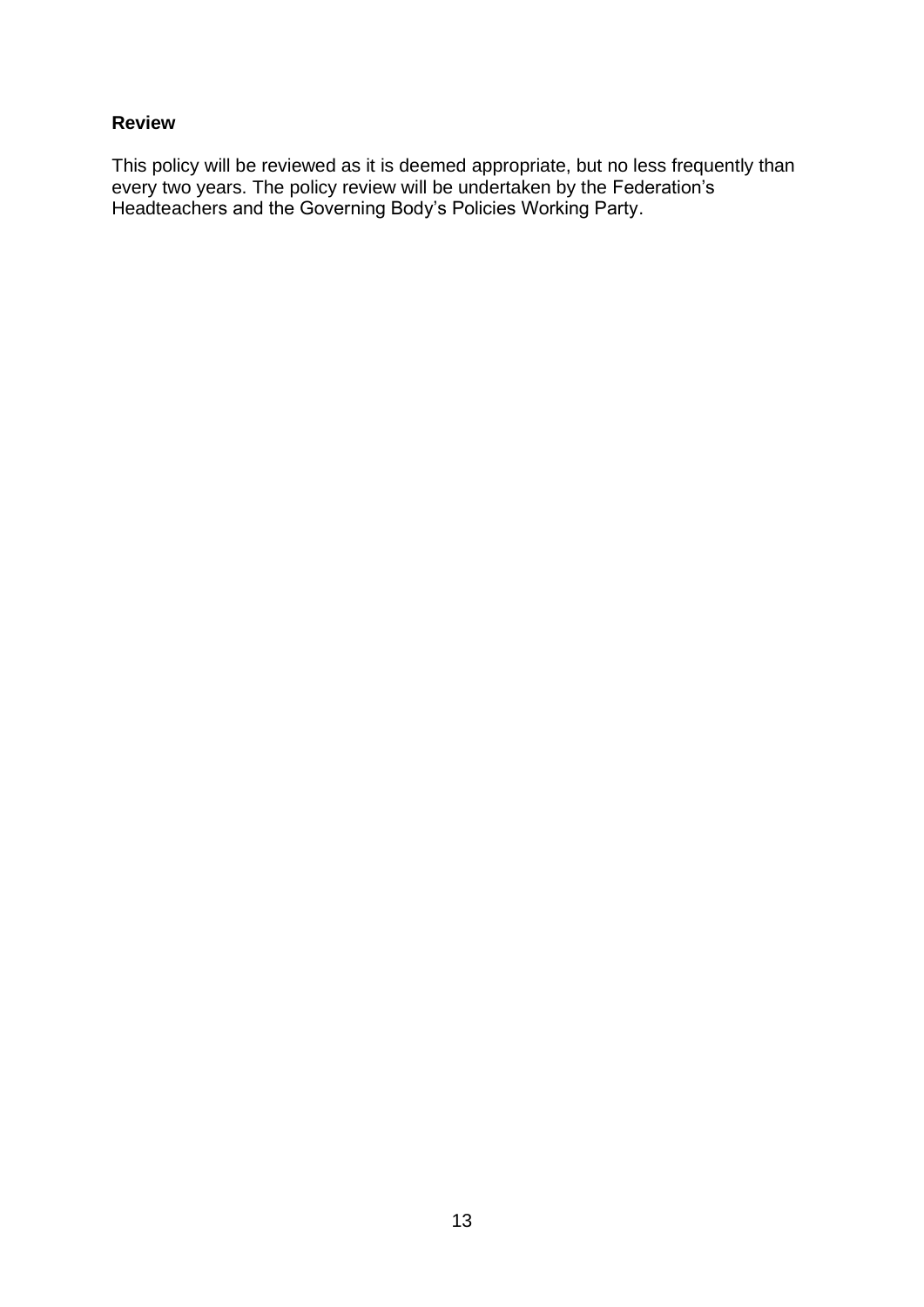**Review**

This policy will be reviewed as it is deemed appropriate, but no less frequently than every two years. The policy review will be undertaken by the Federation's Headteachers and the Governing Body's Policies Working Party.